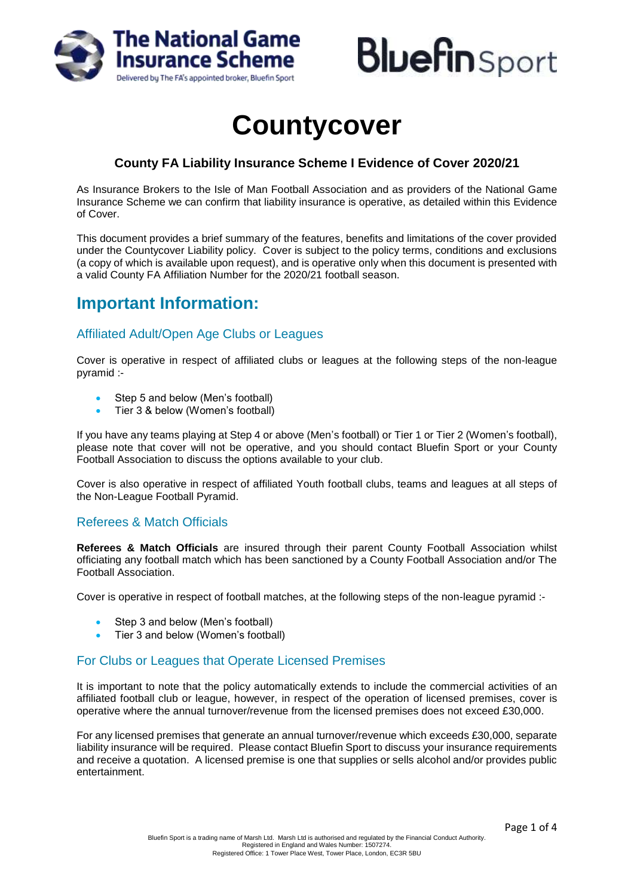# Countycover

### County FA Liability Insurance Scheme I Evidence of Cover 2020/21

As Insurance Brokers to the Isle of Man Football Association and as providers of the National Game Insurance Scheme we can confirm that liability insurance is operative, as detailed within this Evidence of Cover.

This document provides a brief summary of the features, benefits and limitations of the cover provided under the Countycover Liability policy. Cover is subject to the policy terms, conditions and exclusions (a copy of which is available upon request), and is operative only when this document is presented with a valid County FA Affiliation Number for the 2020/21 football season.

## Important Information:

### Affiliated Adult/Open Age Clubs or Leagues

Cover is operative in respect of affiliated clubs or leagues at the following steps of the non-league pyramid :-

- Step 5 and below (Men's football)
- Tier 3 & below (Women's football)

If you have any teams playing at Step 4 or above (Men's football) or Tier 1 or Tier 2 (Women's football), please note that cover will not be operative, and you should contact Bluefin Sport or your County Football Association to discuss the options available to your club.

Cover is also operative in respect of affiliated Youth football clubs, teams and leagues at all steps of the Non-League Football Pyramid.

### Referees & Match Officials

**Referees & Match Officials** are insured through their parent County Football Association whilst officiating any football match which has been sanctioned by a County Football Association and/or The Football Association.

Cover is operative in respect of football matches, at the following steps of the non-league pyramid :-

- Step 3 and below (Men's football)
- Tier 3 and below (Women's football)

### For Clubs or Leagues that Operate Licensed Premises

It is important to note that the policy automatically extends to include the commercial activities of an affiliated football club or league, however, in respect of the operation of licensed premises, cover is operative where the annual turnover/revenue from the licensed premises does not exceed £30,000.

For any licensed premises that generate an annual turnover/revenue which exceeds £30,000, separate liability insurance will be required. Please contact Bluefin Sport to discuss your insurance requirements and receive a quotation. A licensed premise is one that supplies or sells alcohol and/or provides public entertainment.

Bluefin Sport is a trading name of Marsh Ltd. Marsh Ltd is authorised and regulated by the Financial Conduct Authority. Registered in England and Wales Number: 1507274. Registered Office: 1 Tower Place West, Tower Place, London, EC3R 5BU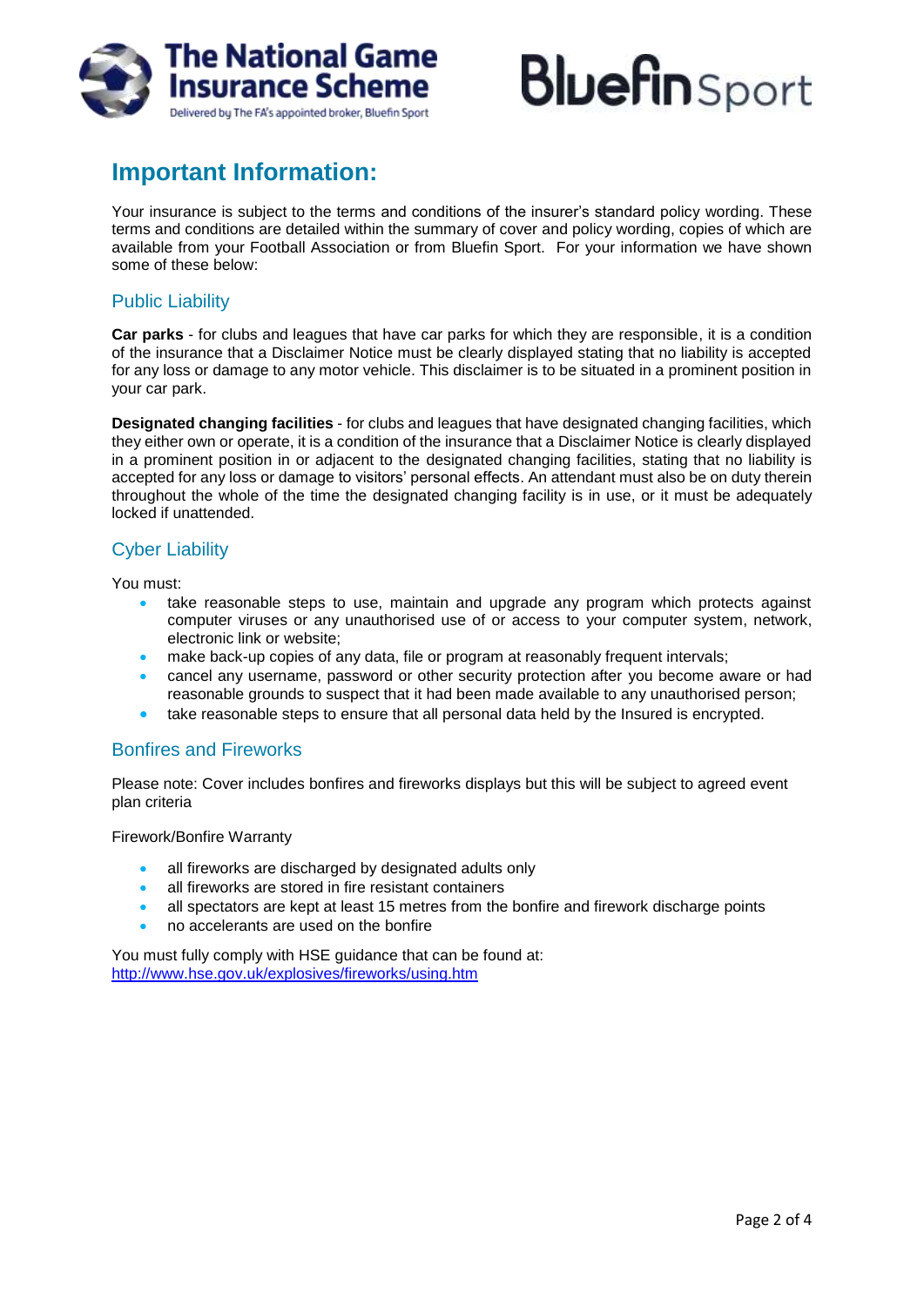# Important Information:

Your insurance is subject to the terms and conditions of the insurer's standard policy wording. These terms and conditions are detailed within the summary of cover and policy wording, copies of which are available from your Football Association or from Bluefin Sport. For your information we have shown some of these below:

## Public Liability

**Car parks** - for clubs and leagues that have car parks for which they are responsible, it is a condition of the insurance that a Disclaimer Notice must be clearly displayed stating that no liability is accepted for any loss or damage to any motor vehicle. This disclaimer is to be situated in a prominent position in your car park.

**Designated changing facilities** - for clubs and leagues that have designated changing facilities, which they either own or operate, it is a condition of the insurance that a Disclaimer Notice is clearly displayed in a prominent position in or adjacent to the designated changing facilities, stating that no liability is accepted for any loss or damage to visitors' personal effects. An attendant must also be on duty therein throughout the whole of the time the designated changing facility is in use, or it must be adequately locked if unattended.

## Cyber Liability

You must:

- take reasonable steps to use, maintain and upgrade any program which protects against computer viruses or any unauthorised use of or access to your computer system, network, electronic link or website;
- make back-up copies of any data, file or program at reasonably frequent intervals;
- cancel any username, password or other security protection after you become aware or had reasonable grounds to suspect that it had been made available to any unauthorised person;
- take reasonable steps to ensure that all personal data held by the Insured is encrypted.

## Bonfires and Fireworks

Please note: Cover includes bonfires and fireworks displays but this will be subject to agreed event plan criteria

Firework/Bonfire Warranty

- all fireworks are discharged by designated adults only
- all fireworks are stored in fire resistant containers
- all spectators are kept at least 15 metres from the bonfire and firework discharge points
- no accelerants are used on the bonfire

You must fully comply with HSE guidance that can be found at:
http://www.hse.gov.uk/explosives/fireworks/using.htm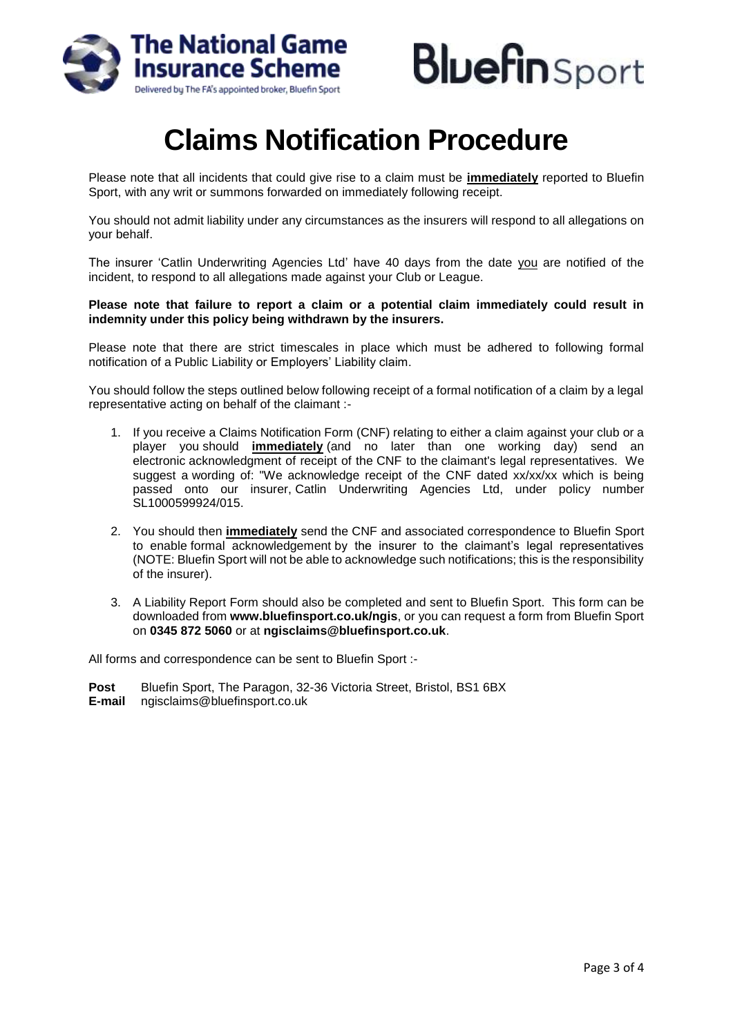# Claims Notification Procedure

Please note that all incidents that could give rise to a claim must be **immediately** reported to Bluefin Sport, with any writ or summons forwarded on immediately following receipt.

You should not admit liability under any circumstances as the insurers will respond to all allegations on your behalf.

The insurer 'Catlin Underwriting Agencies Ltd' have 40 days from the date you are notified of the incident, to respond to all allegations made against your Club or League.

**Please note that failure to report a claim or a potential claim immediately could result in indemnity under this policy being withdrawn by the insurers.**

Please note that there are strict timescales in place which must be adhered to following formal notification of a Public Liability or Employers' Liability claim.

You should follow the steps outlined below following receipt of a formal notification of a claim by a legal representative acting on behalf of the claimant :-

1. If you receive a Claims Notification Form (CNF) relating to either a claim against your club or a player you should **immediately** (and no later than one working day) send an electronic acknowledgment of receipt of the CNF to the claimant's legal representatives. We suggest a wording of: "We acknowledge receipt of the CNF dated xx/xx/xx which is being passed onto our insurer, Catlin Underwriting Agencies Ltd, under policy number SL1000599924/015.

2. You should then **immediately** send the CNF and associated correspondence to Bluefin Sport to enable formal acknowledgement by the insurer to the claimant's legal representatives (NOTE: Bluefin Sport will not be able to acknowledge such notifications; this is the responsibility of the insurer).

3. A Liability Report Form should also be completed and sent to Bluefin Sport. This form can be downloaded from **www.bluefinsport.co.uk/ngis**, or you can request a form from Bluefin Sport on **0345 872 5060** or at **ngisclaims@bluefinsport.co.uk**.

All forms and correspondence can be sent to Bluefin Sport :-

**Post** Bluefin Sport, The Paragon, 32-36 Victoria Street, Bristol, BS1 6BX
**E-mail** ngisclaims@bluefinsport.co.uk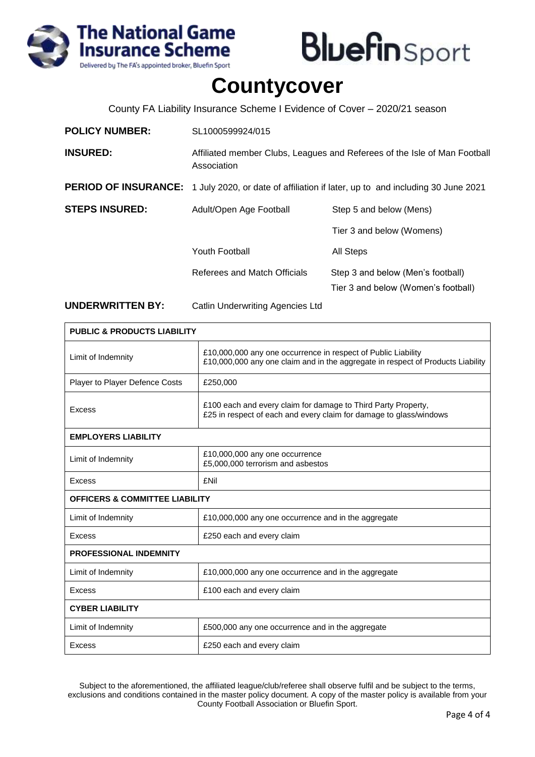# Countycover

County FA Liability Insurance Scheme I Evidence of Cover – 2020/21 season

| | | |
|---|---|---|
| **POLICY NUMBER:** | SL1000599924/015 | |
| **INSURED:** | Affiliated member Clubs, Leagues and Referees of the Isle of Man Football Association | |
| **PERIOD OF INSURANCE:** | 1 July 2020, or date of affiliation if later, up to and including 30 June 2021 | |
| **STEPS INSURED:** | Adult/Open Age Football | Step 5 and below (Mens) |
| | | Tier 3 and below (Womens) |
| | Youth Football | All Steps |
| | Referees and Match Officials | Step 3 and below (Men's football)<br>Tier 3 and below (Women's football) |
| **UNDERWRITTEN BY:** | Catlin Underwriting Agencies Ltd | |

| **PUBLIC & PRODUCTS LIABILITY** | |
|---|---|
| Limit of Indemnity | £10,000,000 any one occurrence in respect of Public Liability<br>£10,000,000 any one claim and in the aggregate in respect of Products Liability |
| Player to Player Defence Costs | £250,000 |
| Excess | £100 each and every claim for damage to Third Party Property,<br>£25 in respect of each and every claim for damage to glass/windows |
| **EMPLOYERS LIABILITY** | |
| Limit of Indemnity | £10,000,000 any one occurrence<br>£5,000,000 terrorism and asbestos |
| Excess | £Nil |
| **OFFICERS & COMMITTEE LIABILITY** | |
| Limit of Indemnity | £10,000,000 any one occurrence and in the aggregate |
| Excess | £250 each and every claim |
| **PROFESSIONAL INDEMNITY** | |
| Limit of Indemnity | £10,000,000 any one occurrence and in the aggregate |
| Excess | £100 each and every claim |
| **CYBER LIABILITY** | |
| Limit of Indemnity | £500,000 any one occurrence and in the aggregate |
| Excess | £250 each and every claim |

Subject to the aforementioned, the affiliated league/club/referee shall observe fulfil and be subject to the terms, exclusions and conditions contained in the master policy document. A copy of the master policy is available from your County Football Association or Bluefin Sport.